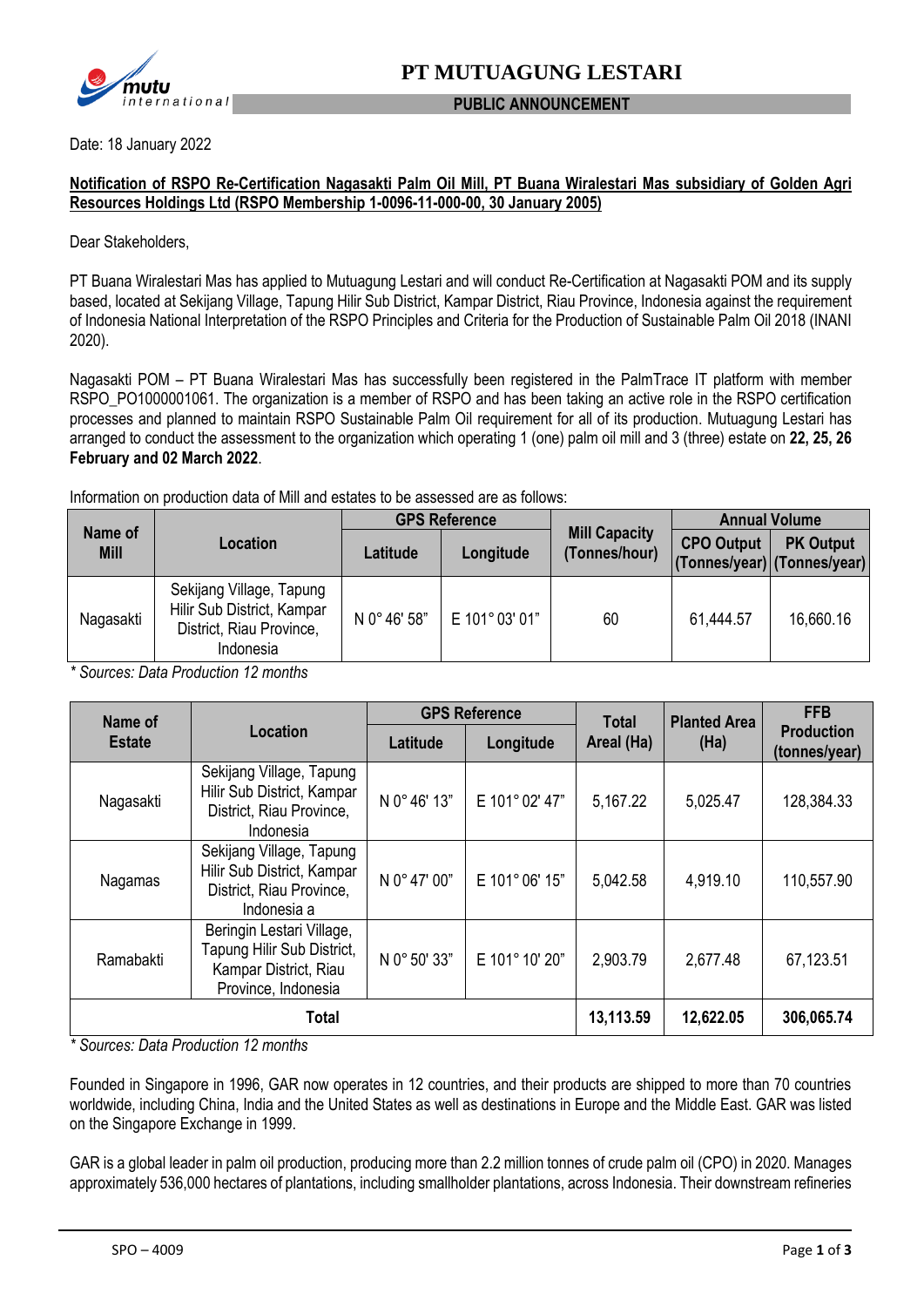# PT MUTUAGUNG LESTARI

**PUBLIC ANNOUNCEMENT**

Date: 18 January 2022

**Notification of RSPO Re-Certification Nagasakti Palm Oil Mill, PT Buana Wiralestari Mas subsidiary of Golden Agri Resources Holdings Ltd (RSPO Membership 1-0096-11-000-00, 30 January 2005)**

Dear Stakeholders,

PT Buana Wiralestari Mas has applied to Mutuagung Lestari and will conduct Re-Certification at Nagasakti POM and its supply based, located at Sekijang Village, Tapung Hilir Sub District, Kampar District, Riau Province, Indonesia against the requirement of Indonesia National Interpretation of the RSPO Principles and Criteria for the Production of Sustainable Palm Oil 2018 (INANI 2020).

Nagasakti POM – PT Buana Wiralestari Mas has successfully been registered in the PalmTrace IT platform with member RSPO_PO1000001061. The organization is a member of RSPO and has been taking an active role in the RSPO certification processes and planned to maintain RSPO Sustainable Palm Oil requirement for all of its production. Mutuagung Lestari has arranged to conduct the assessment to the organization which operating 1 (one) palm oil mill and 3 (three) estate on **22, 25, 26 February and 02 March 2022**.

Information on production data of Mill and estates to be assessed are as follows:

| Name of Mill | Location | GPS Reference | | Mill Capacity (Tonnes/hour) | Annual Volume | |
|---|---|---|---|---|---|---|
| | | Latitude | Longitude | | CPO Output (Tonnes/year) | PK Output (Tonnes/year) |
| Nagasakti | Sekijang Village, Tapung Hilir Sub District, Kampar District, Riau Province, Indonesia | N 0° 46' 58" | E 101° 03' 01" | 60 | 61,444.57 | 16,660.16 |

*\* Sources: Data Production 12 months*

| Name of Estate | Location | GPS Reference | | Total Areal (Ha) | Planted Area (Ha) | FFB Production (tonnes/year) |
|---|---|---|---|---|---|---|
| | | Latitude | Longitude | | | |
| Nagasakti | Sekijang Village, Tapung Hilir Sub District, Kampar District, Riau Province, Indonesia | N 0° 46' 13" | E 101° 02' 47" | 5,167.22 | 5,025.47 | 128,384.33 |
| Nagamas | Sekijang Village, Tapung Hilir Sub District, Kampar District, Riau Province, Indonesia a | N 0° 47' 00" | E 101° 06' 15" | 5,042.58 | 4,919.10 | 110,557.90 |
| Ramabakti | Beringin Lestari Village, Tapung Hilir Sub District, Kampar District, Riau Province, Indonesia | N 0° 50' 33" | E 101° 10' 20" | 2,903.79 | 2,677.48 | 67,123.51 |
| **Total** | | | | **13,113.59** | **12,622.05** | **306,065.74** |

*\* Sources: Data Production 12 months*

Founded in Singapore in 1996, GAR now operates in 12 countries, and their products are shipped to more than 70 countries worldwide, including China, India and the United States as well as destinations in Europe and the Middle East. GAR was listed on the Singapore Exchange in 1999.

GAR is a global leader in palm oil production, producing more than 2.2 million tonnes of crude palm oil (CPO) in 2020. Manages approximately 536,000 hectares of plantations, including smallholder plantations, across Indonesia. Their downstream refineries

SPO – 4009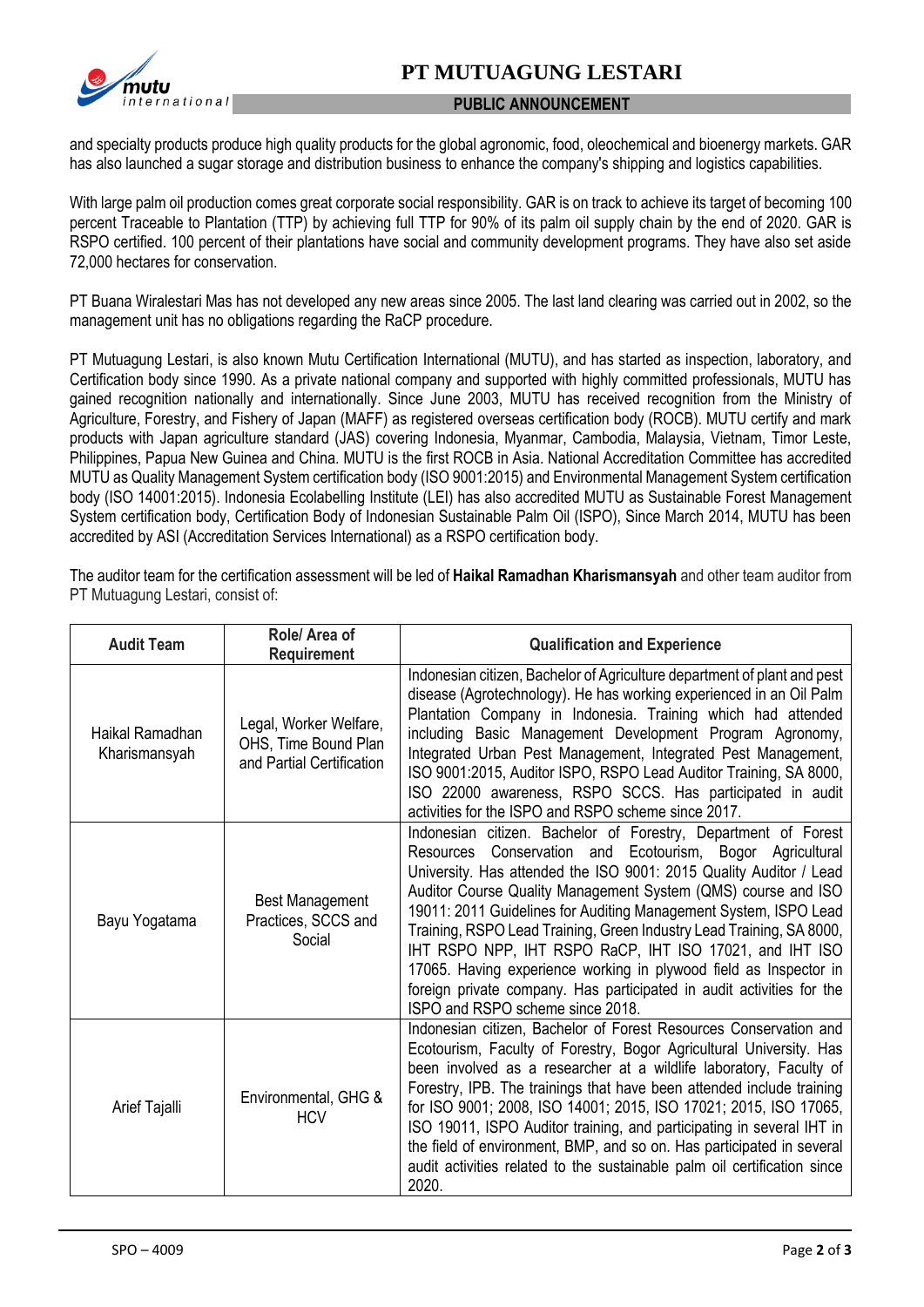and specialty products produce high quality products for the global agronomic, food, oleochemical and bioenergy markets. GAR has also launched a sugar storage and distribution business to enhance the company's shipping and logistics capabilities.

With large palm oil production comes great corporate social responsibility. GAR is on track to achieve its target of becoming 100 percent Traceable to Plantation (TTP) by achieving full TTP for 90% of its palm oil supply chain by the end of 2020. GAR is RSPO certified. 100 percent of their plantations have social and community development programs. They have also set aside 72,000 hectares for conservation.

PT Buana Wiralestari Mas has not developed any new areas since 2005. The last land clearing was carried out in 2002, so the management unit has no obligations regarding the RaCP procedure.

PT Mutuagung Lestari, is also known Mutu Certification International (MUTU), and has started as inspection, laboratory, and Certification body since 1990. As a private national company and supported with highly committed professionals, MUTU has gained recognition nationally and internationally. Since June 2003, MUTU has received recognition from the Ministry of Agriculture, Forestry, and Fishery of Japan (MAFF) as registered overseas certification body (ROCB). MUTU certify and mark products with Japan agriculture standard (JAS) covering Indonesia, Myanmar, Cambodia, Malaysia, Vietnam, Timor Leste, Philippines, Papua New Guinea and China. MUTU is the first ROCB in Asia. National Accreditation Committee has accredited MUTU as Quality Management System certification body (ISO 9001:2015) and Environmental Management System certification body (ISO 14001:2015). Indonesia Ecolabelling Institute (LEI) has also accredited MUTU as Sustainable Forest Management System certification body, Certification Body of Indonesian Sustainable Palm Oil (ISPO), Since March 2014, MUTU has been accredited by ASI (Accreditation Services International) as a RSPO certification body.

The auditor team for the certification assessment will be led of **Haikal Ramadhan Kharismansyah** and other team auditor from PT Mutuagung Lestari, consist of:

| Audit Team | Role/ Area of Requirement | Qualification and Experience |
|---|---|---|
| Haikal Ramadhan Kharismansyah | Legal, Worker Welfare, OHS, Time Bound Plan and Partial Certification | Indonesian citizen, Bachelor of Agriculture department of plant and pest disease (Agrotechnology). He has working experienced in an Oil Palm Plantation Company in Indonesia. Training which had attended including Basic Management Development Program Agronomy, Integrated Urban Pest Management, Integrated Pest Management, ISO 9001:2015, Auditor ISPO, RSPO Lead Auditor Training, SA 8000, ISO 22000 awareness, RSPO SCCS. Has participated in audit activities for the ISPO and RSPO scheme since 2017. |
| Bayu Yogatama | Best Management Practices, SCCS and Social | Indonesian citizen. Bachelor of Forestry, Department of Forest Resources Conservation and Ecotourism, Bogor Agricultural University. Has attended the ISO 9001: 2015 Quality Auditor / Lead Auditor Course Quality Management System (QMS) course and ISO 19011: 2011 Guidelines for Auditing Management System, ISPO Lead Training, RSPO Lead Training, Green Industry Lead Training, SA 8000, IHT RSPO NPP, IHT RSPO RaCP, IHT ISO 17021, and IHT ISO 17065. Having experience working in plywood field as Inspector in foreign private company. Has participated in audit activities for the ISPO and RSPO scheme since 2018. |
| Arief Tajalli | Environmental, GHG & HCV | Indonesian citizen, Bachelor of Forest Resources Conservation and Ecotourism, Faculty of Forestry, Bogor Agricultural University. Has been involved as a researcher at a wildlife laboratory, Faculty of Forestry, IPB. The trainings that have been attended include training for ISO 9001; 2008, ISO 14001; 2015, ISO 17021; 2015, ISO 17065, ISO 19011, ISPO Auditor training, and participating in several IHT in the field of environment, BMP, and so on. Has participated in several audit activities related to the sustainable palm oil certification since 2020. |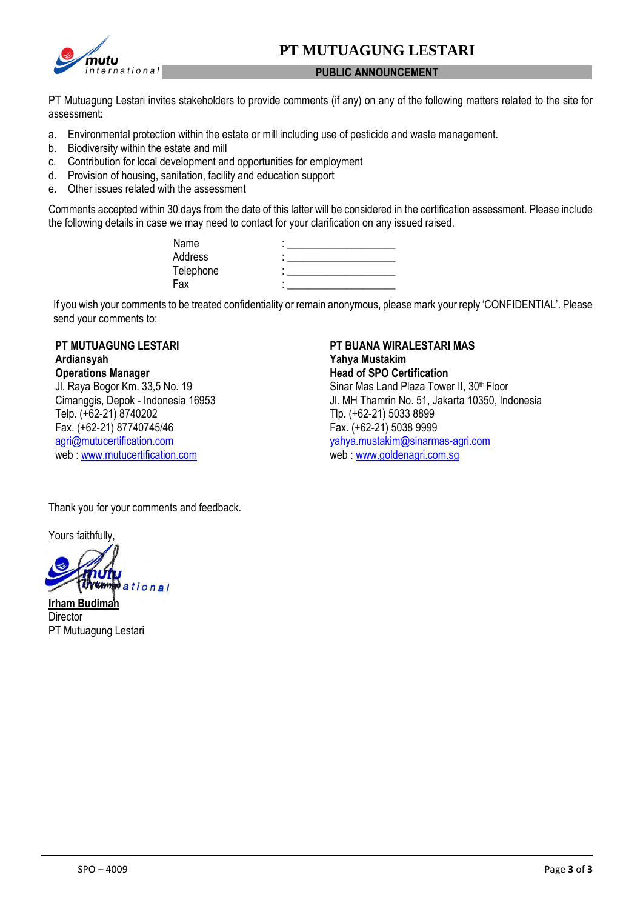# PT MUTUAGUNG LESTARI

**PUBLIC ANNOUNCEMENT**

PT Mutuagung Lestari invites stakeholders to provide comments (if any) on any of the following matters related to the site for assessment:

a. Environmental protection within the estate or mill including use of pesticide and waste management.
b. Biodiversity within the estate and mill
c. Contribution for local development and opportunities for employment
d. Provision of housing, sanitation, facility and education support
e. Other issues related with the assessment

Comments accepted within 30 days from the date of this latter will be considered in the certification assessment. Please include the following details in case we may need to contact for your clarification on any issued raised.

| | |
|---|---|
| Name | : ____________________ |
| Address | : ____________________ |
| Telephone | : ____________________ |
| Fax | : ____________________ |

If you wish your comments to be treated confidentiality or remain anonymous, please mark your reply 'CONFIDENTIAL'. Please send your comments to:

**PT MUTUAGUNG LESTARI**
**Ardiansyah**
**Operations Manager**
Jl. Raya Bogor Km. 33,5 No. 19
Cimanggis, Depok - Indonesia 16953
Telp. (+62-21) 8740202
Fax. (+62-21) 87740745/46
agri@mutucertification.com
web : www.mutucertification.com

**PT BUANA WIRALESTARI MAS**
**Yahya Mustakim**
**Head of SPO Certification**
Sinar Mas Land Plaza Tower II, 30th Floor
Jl. MH Thamrin No. 51, Jakarta 10350, Indonesia
Tlp. (+62-21) 5033 8899
Fax. (+62-21) 5038 9999
yahya.mustakim@sinarmas-agri.com
web : www.goldenagri.com.sg

Thank you for your comments and feedback.

Yours faithfully,

**Irham Budiman**
Director
PT Mutuagung Lestari

SPO – 4009